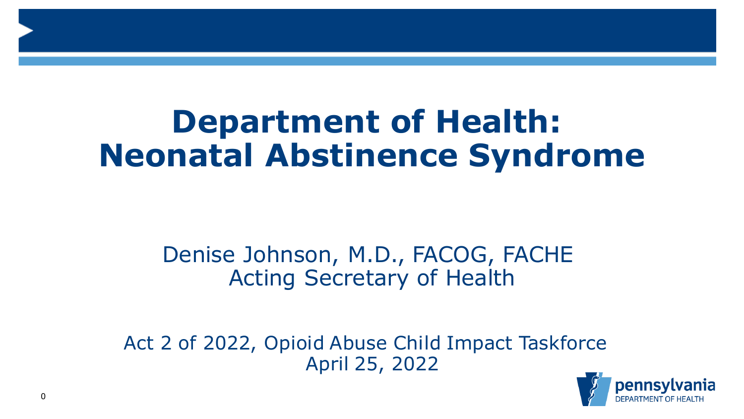# Department of Health: Neonatal Abstinence Syndrome

Denise Johnson, M.D., FACOG, FACHE
Acting Secretary of Health

Act 2 of 2022, Opioid Abuse Child Impact Taskforce
April 25, 2022

pennsylvania
DEPARTMENT OF HEALTH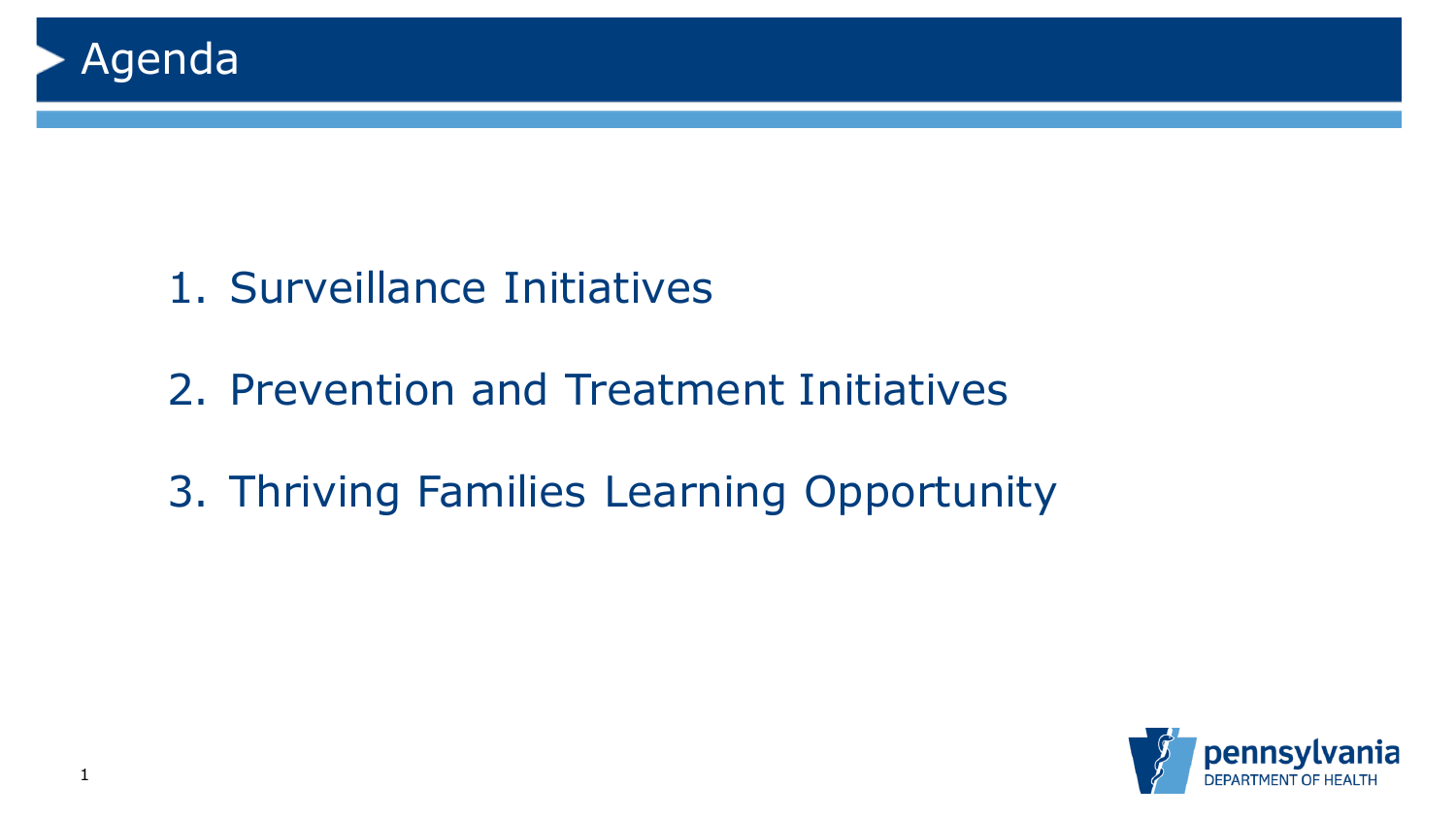# Agenda

1. Surveillance Initiatives
2. Prevention and Treatment Initiatives
3. Thriving Families Learning Opportunity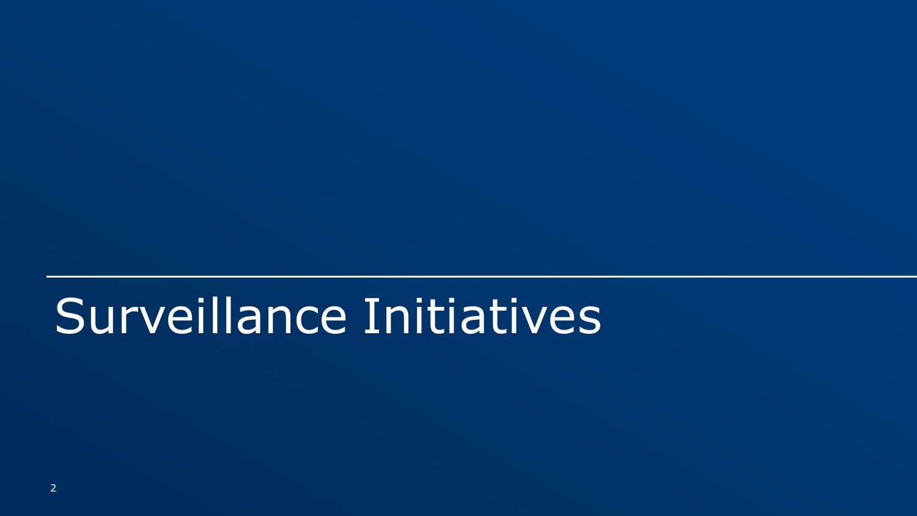# Surveillance Initiatives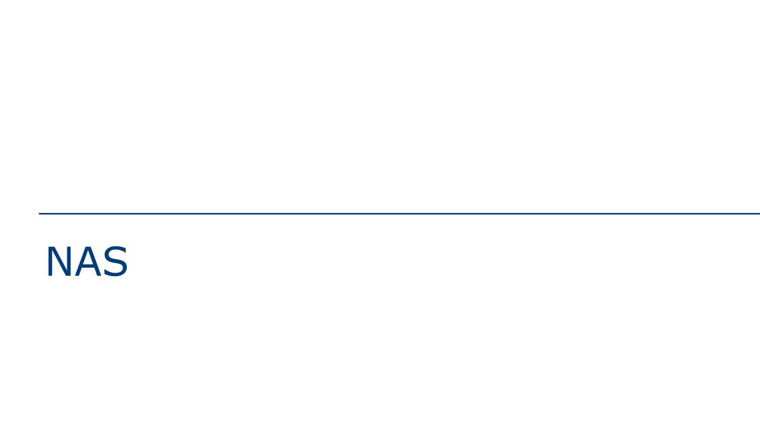# NAS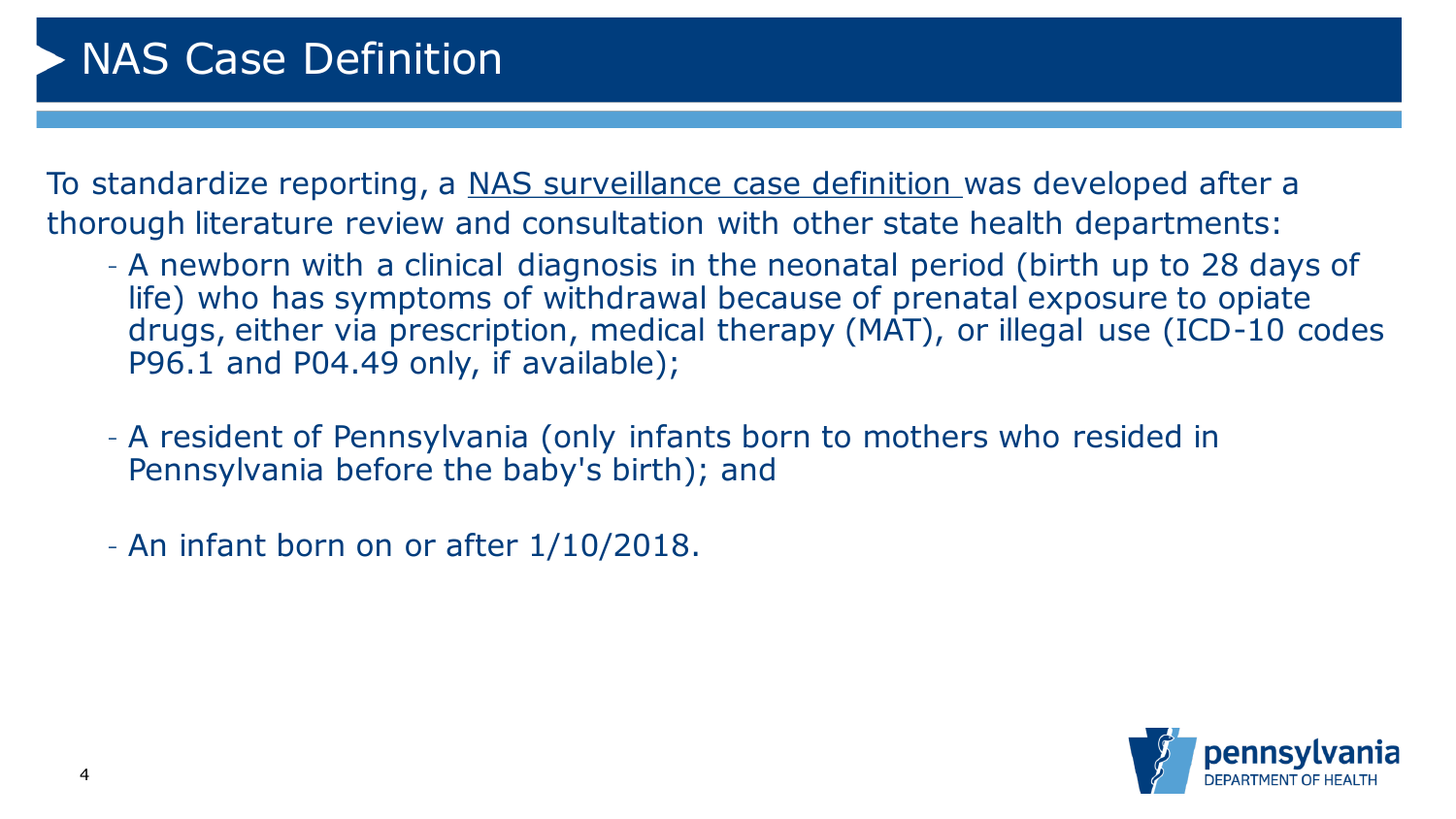# NAS Case Definition

To standardize reporting, a NAS surveillance case definition was developed after a thorough literature review and consultation with other state health departments:

- A newborn with a clinical diagnosis in the neonatal period (birth up to 28 days of life) who has symptoms of withdrawal because of prenatal exposure to opiate drugs, either via prescription, medical therapy (MAT), or illegal use (ICD-10 codes P96.1 and P04.49 only, if available);
- A resident of Pennsylvania (only infants born to mothers who resided in Pennsylvania before the baby's birth); and
- An infant born on or after 1/10/2018.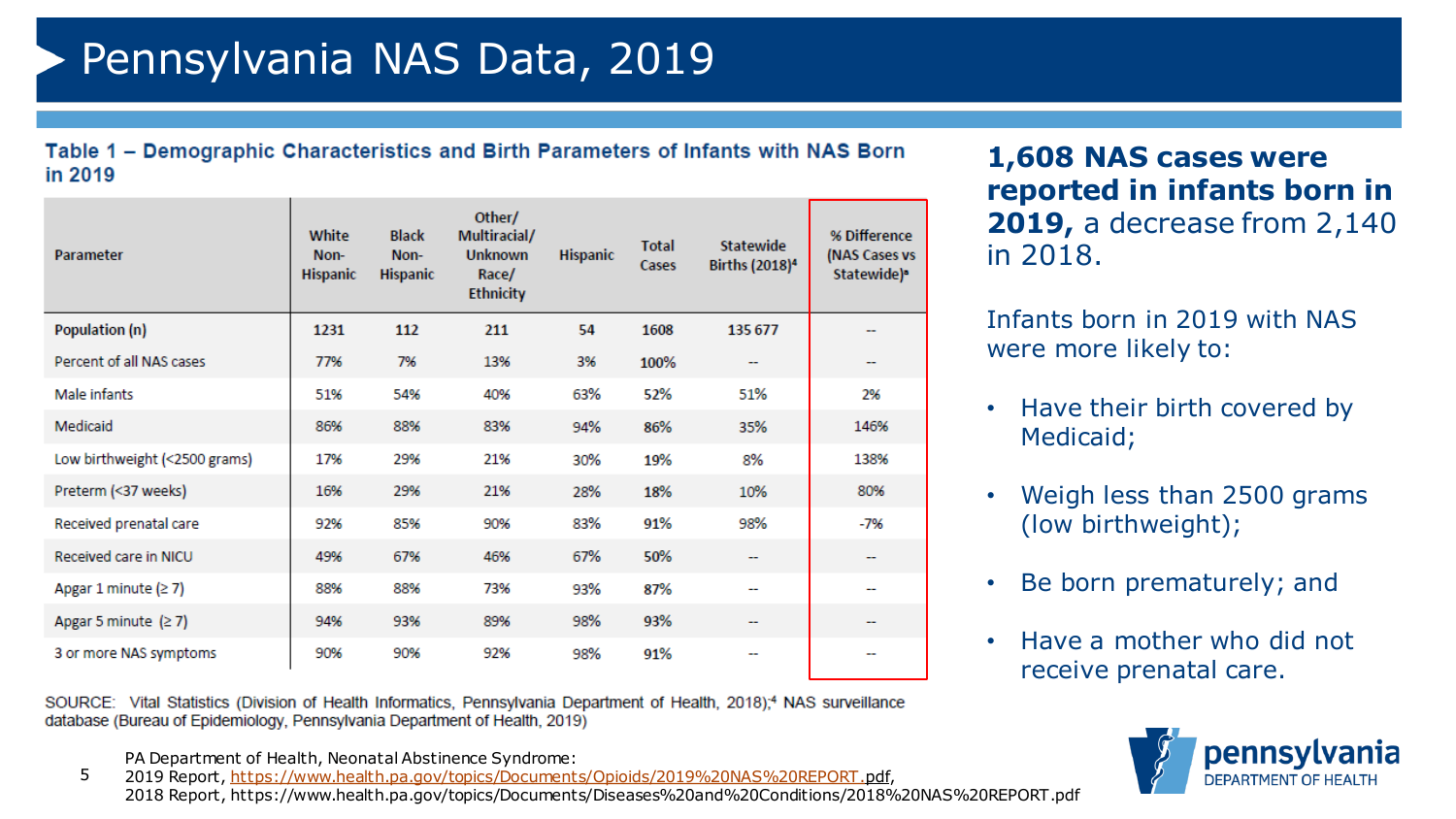# Pennsylvania NAS Data, 2019

**Table 1 – Demographic Characteristics and Birth Parameters of Infants with NAS Born in 2019**

| Parameter | White Non-Hispanic | Black Non-Hispanic | Other/ Multiracial/ Unknown Race/ Ethnicity | Hispanic | Total Cases | Statewide Births (2018)[4] | % Difference (NAS Cases vs Statewide)[a] |
|---|---|---|---|---|---|---|---|
| **Population (n)** | **1231** | **112** | **211** | **54** | **1608** | **135 677** | -- |
| Percent of all NAS cases | 77% | 7% | 13% | 3% | **100%** | -- | -- |
| Male infants | 51% | 54% | 40% | 63% | **52%** | 51% | 2% |
| Medicaid | 86% | 88% | 83% | 94% | **86%** | 35% | 146% |
| Low birthweight (<2500 grams) | 17% | 29% | 21% | 30% | **19%** | 8% | 138% |
| Preterm (<37 weeks) | 16% | 29% | 21% | 28% | **18%** | 10% | 80% |
| Received prenatal care | 92% | 85% | 90% | 83% | **91%** | 98% | -7% |
| Received care in NICU | 49% | 67% | 46% | 67% | **50%** | -- | -- |
| Apgar 1 minute (≥ 7) | 88% | 88% | 73% | 93% | **87%** | -- | -- |
| Apgar 5 minute (≥ 7) | 94% | 93% | 89% | 98% | **93%** | -- | -- |
| 3 or more NAS symptoms | 90% | 90% | 92% | 98% | **91%** | -- | -- |

SOURCE: Vital Statistics (Division of Health Informatics, Pennsylvania Department of Health, 2018);[4] NAS surveillance database (Bureau of Epidemiology, Pennsylvania Department of Health, 2019)

**1,608 NAS cases were reported in infants born in 2019,** a decrease from 2,140 in 2018.

Infants born in 2019 with NAS were more likely to:

- Have their birth covered by Medicaid;
- Weigh less than 2500 grams (low birthweight);
- Be born prematurely; and
- Have a mother who did not receive prenatal care.

PA Department of Health, Neonatal Abstinence Syndrome:
2019 Report, https://www.health.pa.gov/topics/Documents/Opioids/2019%20NAS%20REPORT.pdf,
2018 Report, https://www.health.pa.gov/topics/Documents/Diseases%20and%20Conditions/2018%20NAS%20REPORT.pdf

pennsylvania DEPARTMENT OF HEALTH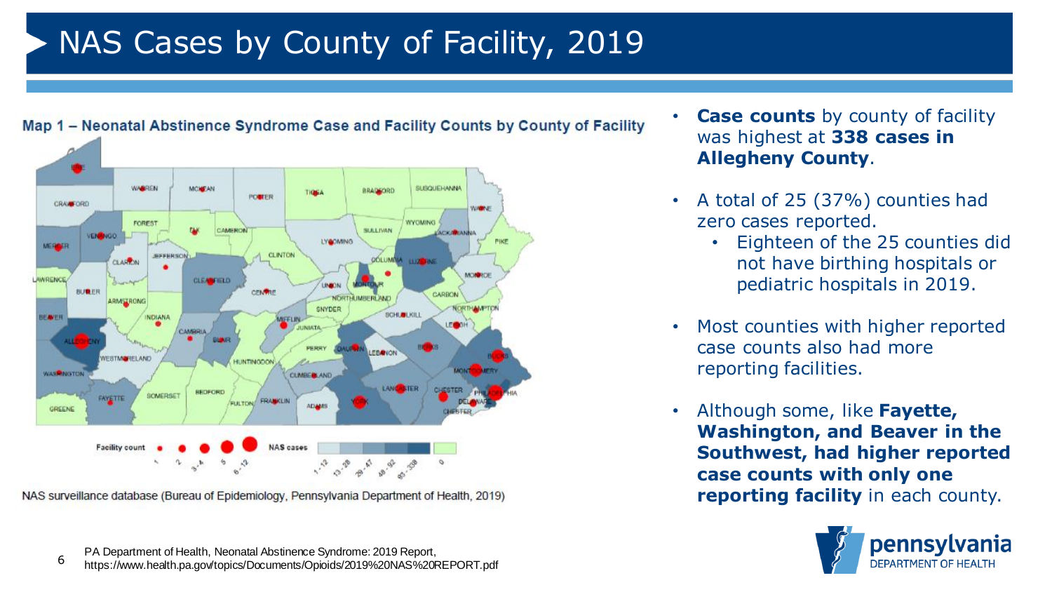# NAS Cases by County of Facility, 2019

**Map 1 – Neonatal Abstinence Syndrome Case and Facility Counts by County of Facility**

NAS surveillance database (Bureau of Epidemiology, Pennsylvania Department of Health, 2019)

- **Case counts** by county of facility was highest at **338 cases in Allegheny County**.
- A total of 25 (37%) counties had zero cases reported.
  - Eighteen of the 25 counties did not have birthing hospitals or pediatric hospitals in 2019.
- Most counties with higher reported case counts also had more reporting facilities.
- Although some, like **Fayette, Washington, and Beaver in the Southwest, had higher reported case counts with only one reporting facility** in each county.

PA Department of Health, Neonatal Abstinence Syndrome: 2019 Report, https://www.health.pa.gov/topics/Documents/Opioids/2019%20NAS%20REPORT.pdf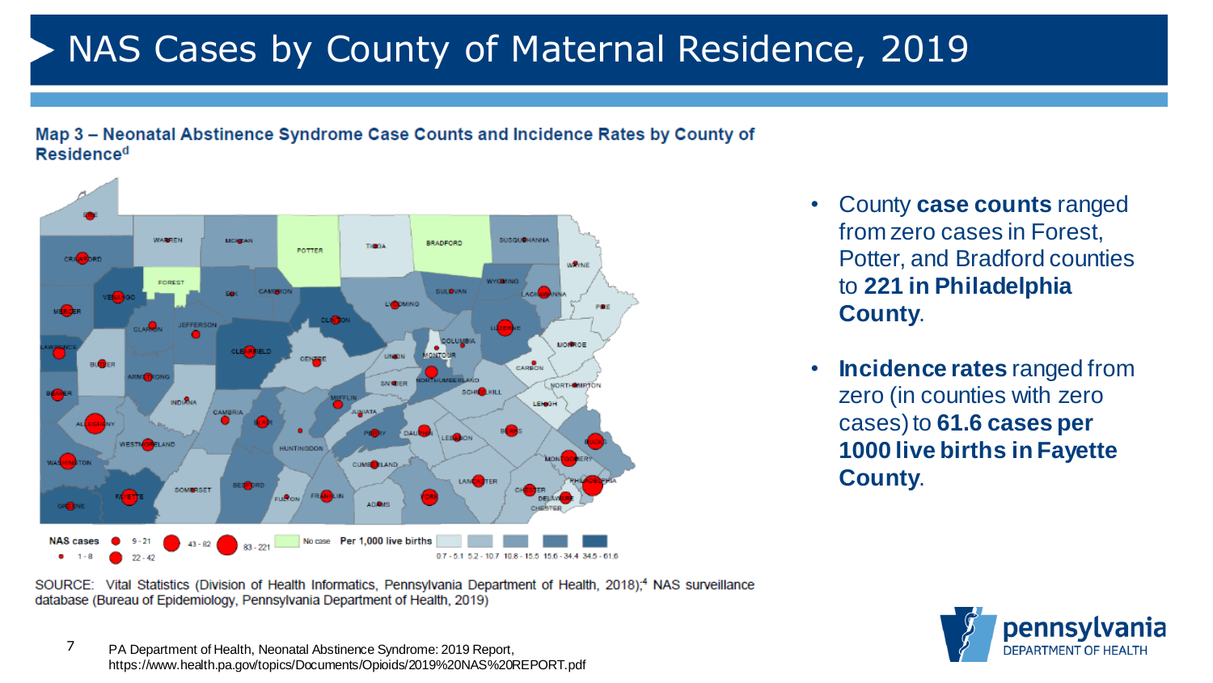# NAS Cases by County of Maternal Residence, 2019

**Map 3 – Neonatal Abstinence Syndrome Case Counts and Incidence Rates by County of Residence[d]**

NAS cases: 1 - 8; 9 - 21; 22 - 42; 43 - 82; 83 - 221; No case

Per 1,000 live births: 0.7 - 5.1; 5.2 - 10.7; 10.8 - 15.5; 15.6 - 34.4; 34.5 - 61.6

SOURCE: Vital Statistics (Division of Health Informatics, Pennsylvania Department of Health, 2018);[4] NAS surveillance database (Bureau of Epidemiology, Pennsylvania Department of Health, 2019)

- County **case counts** ranged from zero cases in Forest, Potter, and Bradford counties to **221 in Philadelphia County**.
- **Incidence rates** ranged from zero (in counties with zero cases) to **61.6 cases per 1000 live births in Fayette County**.

PA Department of Health, Neonatal Abstinence Syndrome: 2019 Report, https://www.health.pa.gov/topics/Documents/Opioids/2019%20NAS%20REPORT.pdf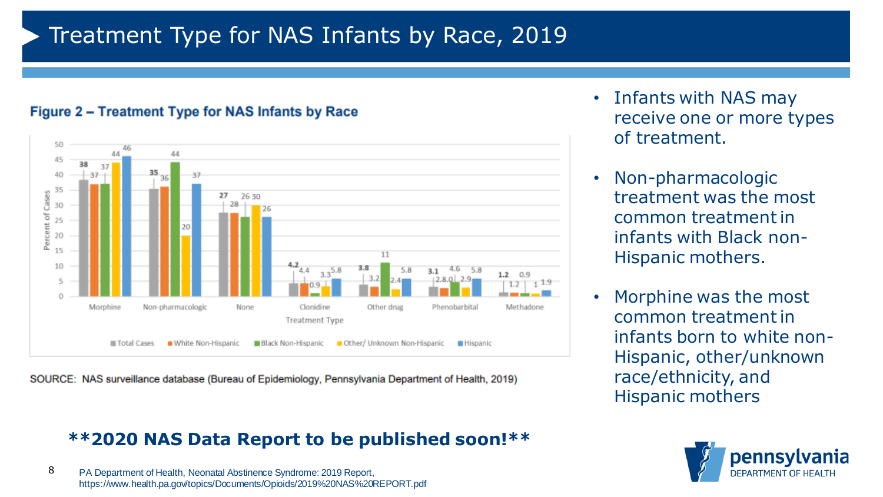# Treatment Type for NAS Infants by Race, 2019

**Figure 2 – Treatment Type for NAS Infants by Race**

| Treatment Type | Total Cases | White Non-Hispanic | Black Non-Hispanic | Other/ Unknown Non-Hispanic | Hispanic |
|---|---|---|---|---|---|
| Morphine | 38 | 37 | 37 | 44 | 46 |
| Non-pharmacologic | 35 | 36 | 44 | 20 | 37 |
| None | 27 | 28 | 26 | 30 | 26 |
| Clonidine | 4.2 | 4.4 | 0.9 | 3.3 | 5.8 |
| Other drug | 3.8 | 3.2 | 11 | 2.4 | 5.8 |
| Phenobarbital | 3.1 | 2.8 | 4.6 | 2.9 | 5.8 |
| Methadone | 1.2 | 0.9 | 1.2 | 1 | 1.9 |

SOURCE: NAS surveillance database (Bureau of Epidemiology, Pennsylvania Department of Health, 2019)

- Infants with NAS may receive one or more types of treatment.
- Non-pharmacologic treatment was the most common treatment in infants with Black non-Hispanic mothers.
- Morphine was the most common treatment in infants born to white non-Hispanic, other/unknown race/ethnicity, and Hispanic mothers

**\*\*2020 NAS Data Report to be published soon!\*\***

PA Department of Health, Neonatal Abstinence Syndrome: 2019 Report, https://www.health.pa.gov/topics/Documents/Opioids/2019%20NAS%20REPORT.pdf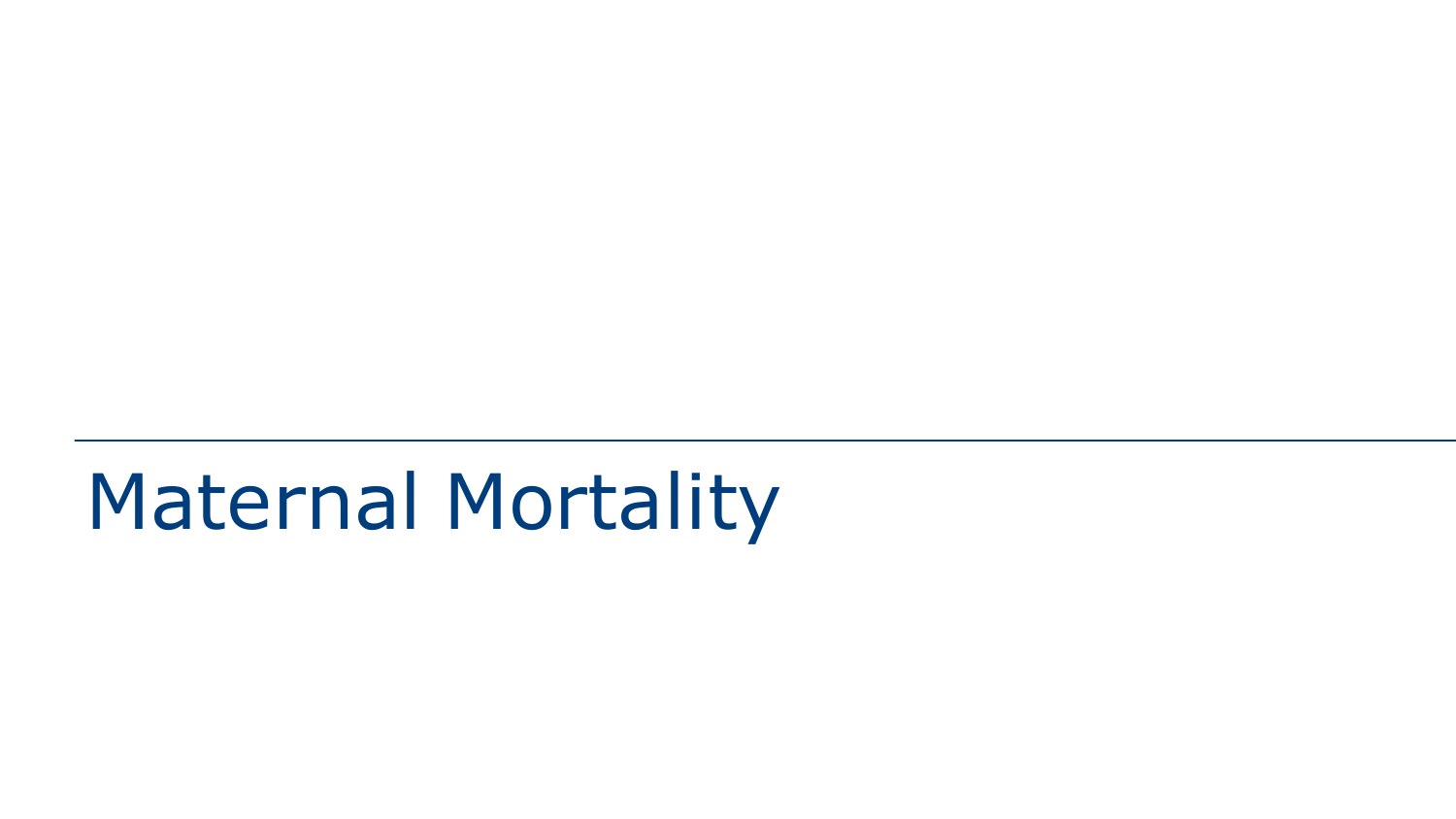# Maternal Mortality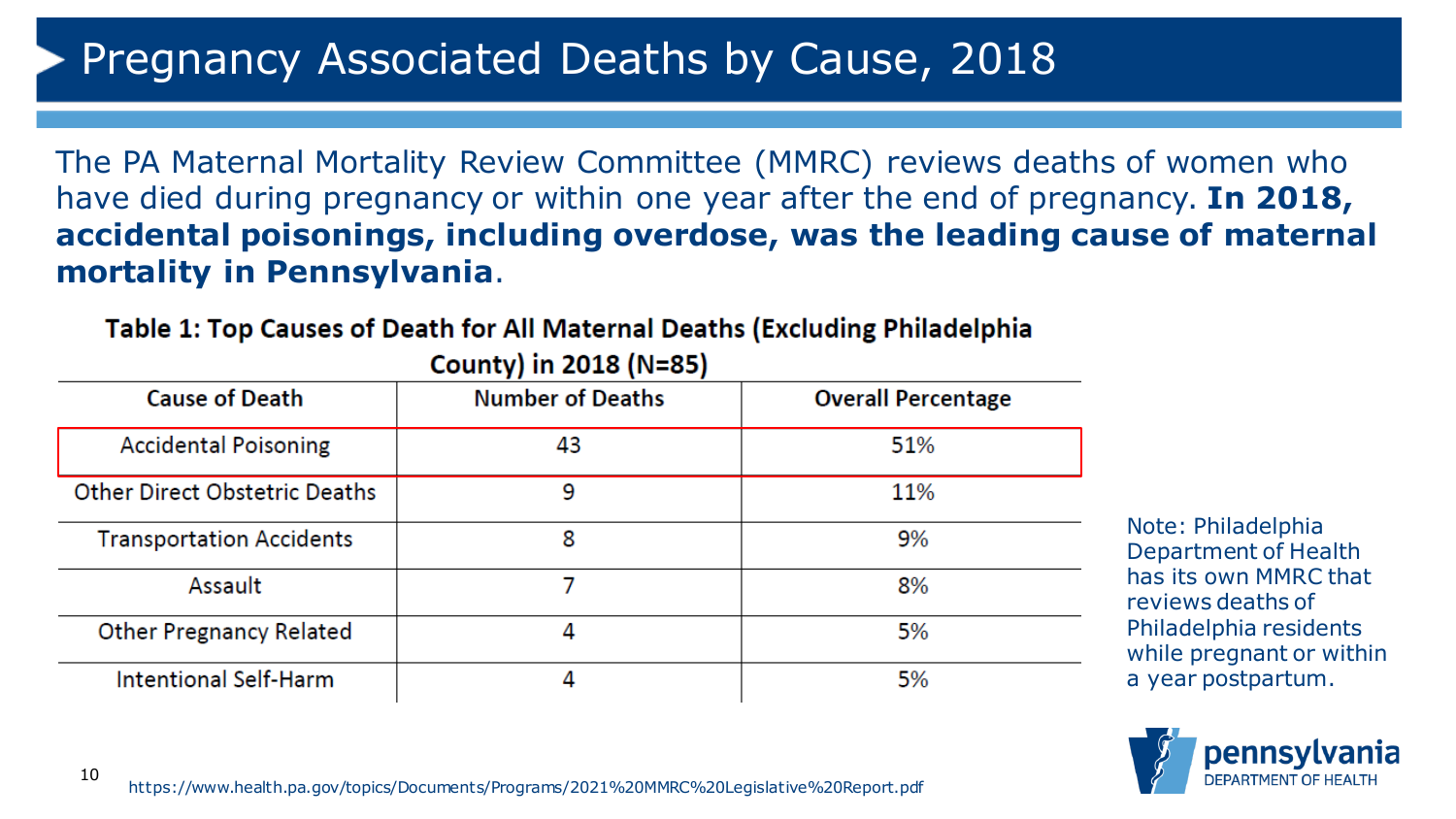# Pregnancy Associated Deaths by Cause, 2018

The PA Maternal Mortality Review Committee (MMRC) reviews deaths of women who have died during pregnancy or within one year after the end of pregnancy. **In 2018, accidental poisonings, including overdose, was the leading cause of maternal mortality in Pennsylvania**.

**Table 1: Top Causes of Death for All Maternal Deaths (Excluding Philadelphia County) in 2018 (N=85)**

| Cause of Death | Number of Deaths | Overall Percentage |
|---|---|---|
| Accidental Poisoning | 43 | 51% |
| Other Direct Obstetric Deaths | 9 | 11% |
| Transportation Accidents | 8 | 9% |
| Assault | 7 | 8% |
| Other Pregnancy Related | 4 | 5% |
| Intentional Self-Harm | 4 | 5% |

Note: Philadelphia Department of Health has its own MMRC that reviews deaths of Philadelphia residents while pregnant or within a year postpartum.

https://www.health.pa.gov/topics/Documents/Programs/2021%20MMRC%20Legislative%20Report.pdf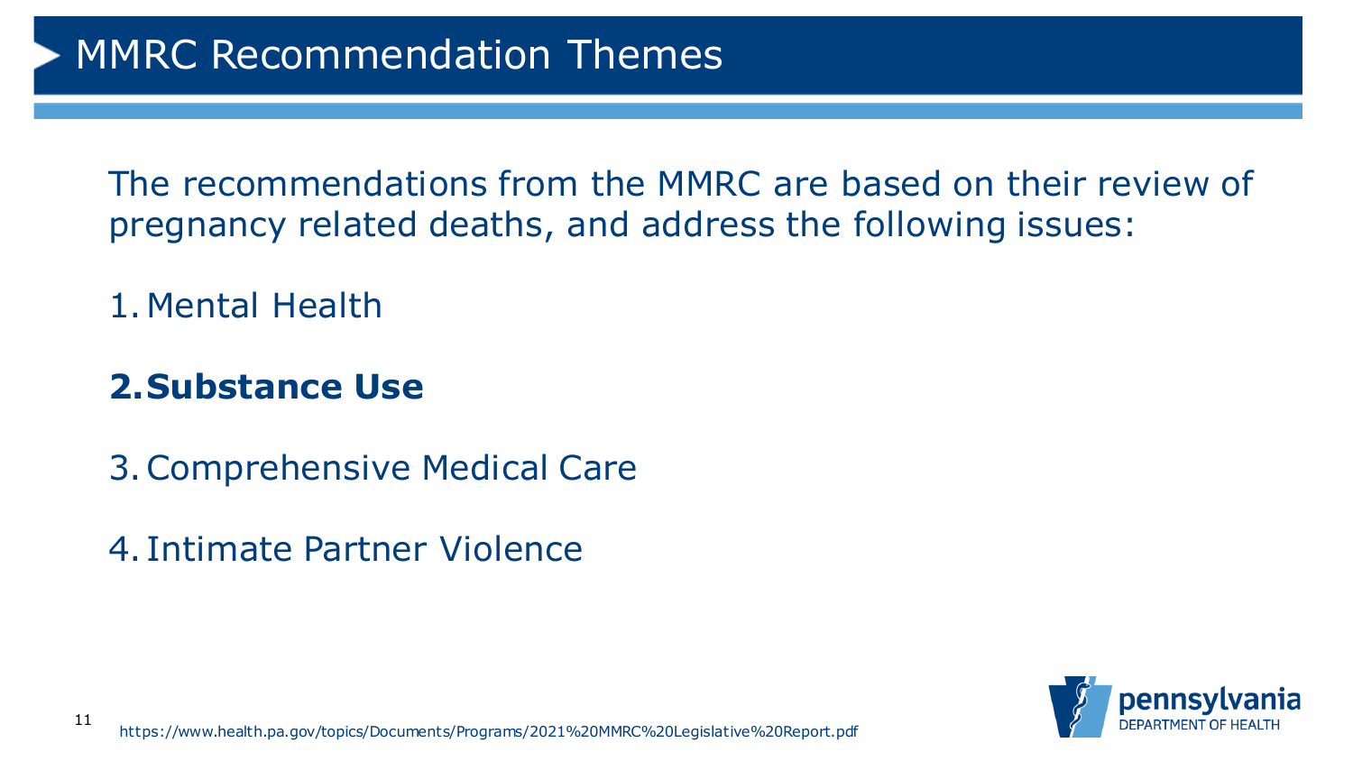# MMRC Recommendation Themes

The recommendations from the MMRC are based on their review of pregnancy related deaths, and address the following issues:

1. Mental Health
2. **Substance Use**
3. Comprehensive Medical Care
4. Intimate Partner Violence

https://www.health.pa.gov/topics/Documents/Programs/2021%20MMRC%20Legislative%20Report.pdf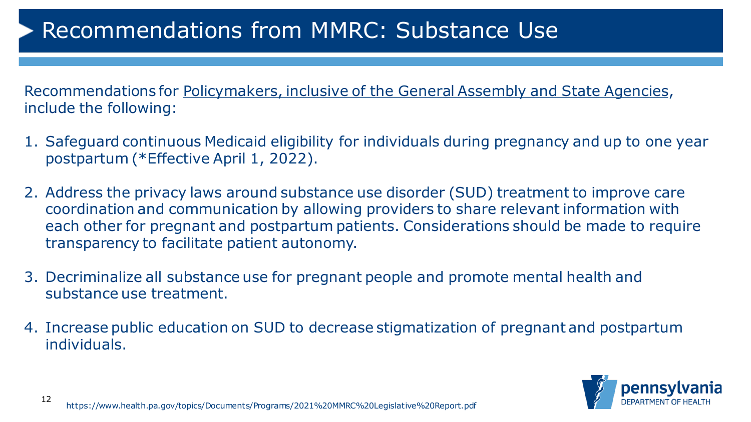# Recommendations from MMRC: Substance Use

Recommendations for Policymakers, inclusive of the General Assembly and State Agencies, include the following:

1. Safeguard continuous Medicaid eligibility for individuals during pregnancy and up to one year postpartum (*Effective April 1, 2022).
2. Address the privacy laws around substance use disorder (SUD) treatment to improve care coordination and communication by allowing providers to share relevant information with each other for pregnant and postpartum patients. Considerations should be made to require transparency to facilitate patient autonomy.
3. Decriminalize all substance use for pregnant people and promote mental health and substance use treatment.
4. Increase public education on SUD to decrease stigmatization of pregnant and postpartum individuals.

https://www.health.pa.gov/topics/Documents/Programs/2021%20MMRC%20Legislative%20Report.pdf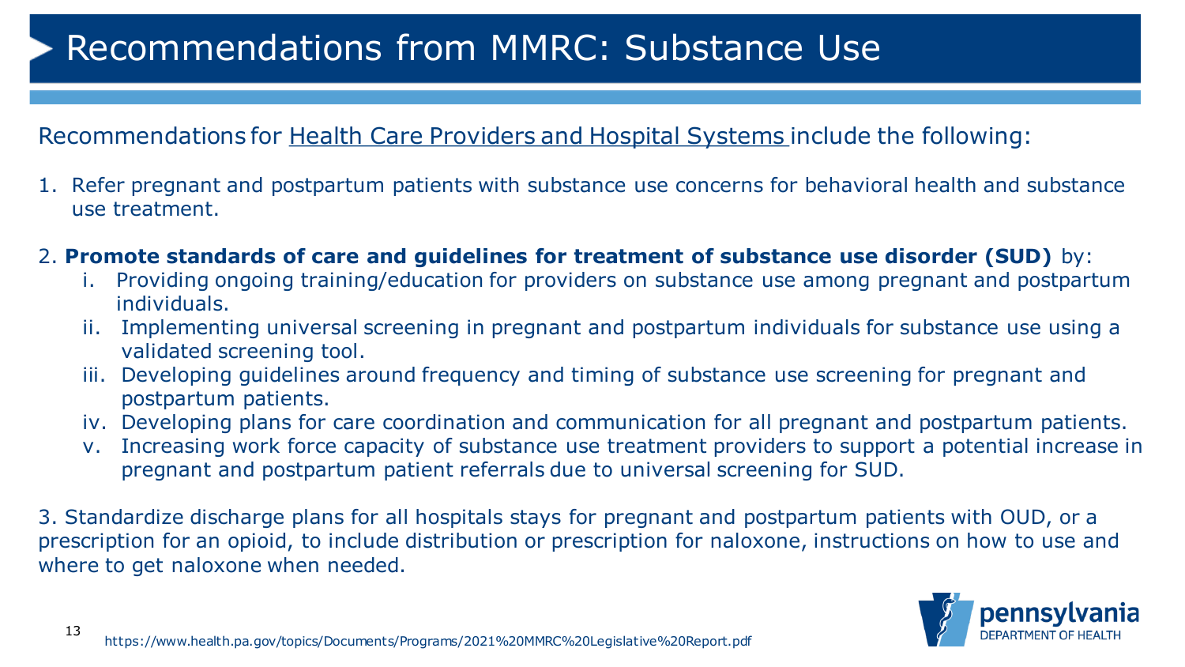# Recommendations from MMRC: Substance Use

Recommendations for Health Care Providers and Hospital Systems include the following:

1. Refer pregnant and postpartum patients with substance use concerns for behavioral health and substance use treatment.

2. **Promote standards of care and guidelines for treatment of substance use disorder (SUD)** by:
   i. Providing ongoing training/education for providers on substance use among pregnant and postpartum individuals.
   ii. Implementing universal screening in pregnant and postpartum individuals for substance use using a validated screening tool.
   iii. Developing guidelines around frequency and timing of substance use screening for pregnant and postpartum patients.
   iv. Developing plans for care coordination and communication for all pregnant and postpartum patients.
   v. Increasing work force capacity of substance use treatment providers to support a potential increase in pregnant and postpartum patient referrals due to universal screening for SUD.

3. Standardize discharge plans for all hospitals stays for pregnant and postpartum patients with OUD, or a prescription for an opioid, to include distribution or prescription for naloxone, instructions on how to use and where to get naloxone when needed.

https://www.health.pa.gov/topics/Documents/Programs/2021%20MMRC%20Legislative%20Report.pdf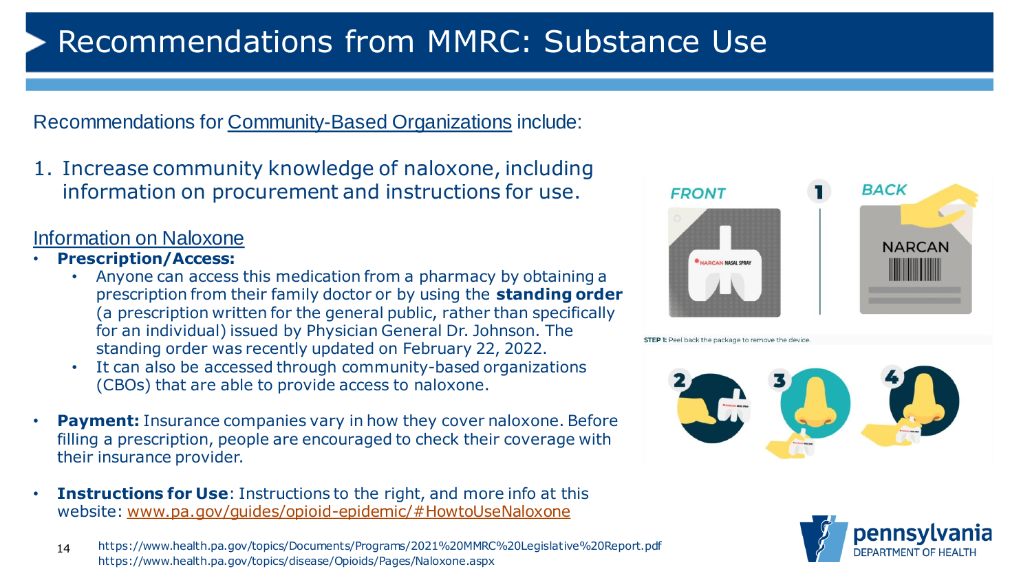# Recommendations from MMRC: Substance Use

Recommendations for Community-Based Organizations include:

1. Increase community knowledge of naloxone, including information on procurement and instructions for use.

## Information on Naloxone

- **Prescription/Access:**
  - Anyone can access this medication from a pharmacy by obtaining a prescription from their family doctor or by using the **standing order** (a prescription written for the general public, rather than specifically for an individual) issued by Physician General Dr. Johnson. The standing order was recently updated on February 22, 2022.
  - It can also be accessed through community-based organizations (CBOs) that are able to provide access to naloxone.
- **Payment:** Insurance companies vary in how they cover naloxone. Before filling a prescription, people are encouraged to check their coverage with their insurance provider.
- **Instructions for Use**: Instructions to the right, and more info at this website: www.pa.gov/guides/opioid-epidemic/#HowtoUseNaloxone

FRONT | BACK | NARCAN | NARCAN NASAL SPRAY

STEP 1: Peel back the package to remove the device.

https://www.health.pa.gov/topics/Documents/Programs/2021%20MMRC%20Legislative%20Report.pdf
https://www.health.pa.gov/topics/disease/Opioids/Pages/Naloxone.aspx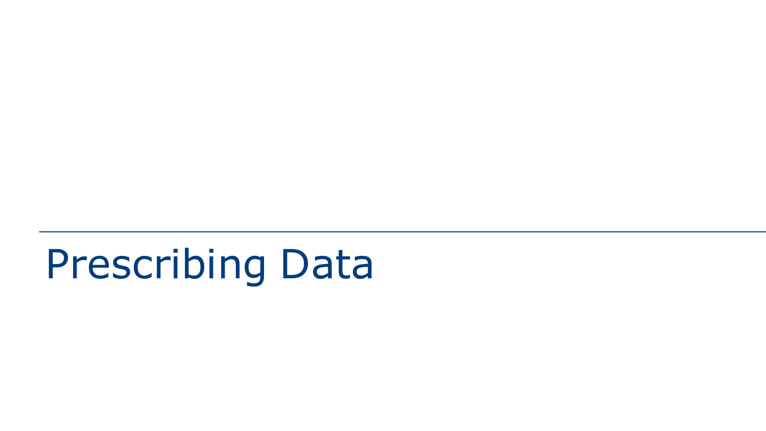# Prescribing Data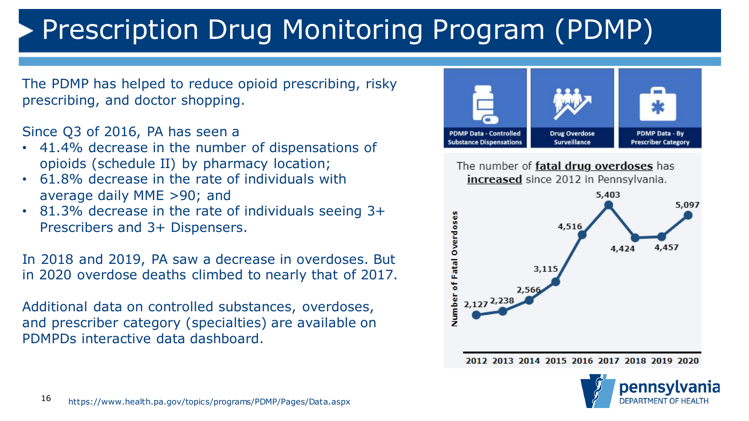# Prescription Drug Monitoring Program (PDMP)

The PDMP has helped to reduce opioid prescribing, risky prescribing, and doctor shopping.

Since Q3 of 2016, PA has seen a

- 41.4% decrease in the number of dispensations of opioids (schedule II) by pharmacy location;
- 61.8% decrease in the rate of individuals with average daily MME >90; and
- 81.3% decrease in the rate of individuals seeing 3+ Prescribers and 3+ Dispensers.

In 2018 and 2019, PA saw a decrease in overdoses. But in 2020 overdose deaths climbed to nearly that of 2017.

Additional data on controlled substances, overdoses, and prescriber category (specialties) are available on PDMPDs interactive data dashboard.

PDMP Data - Controlled Substance Dispensations | Drug Overdose Surveillance | PDMP Data - By Prescriber Category

The number of **fatal drug overdoses** has **increased** since 2012 in Pennsylvania.

| Year | Number of Fatal Overdoses |
| --- | --- |
| 2012 | 2,127 |
| 2013 | 2,238 |
| 2014 | 2,566 |
| 2015 | 3,115 |
| 2016 | 4,516 |
| 2017 | 5,403 |
| 2018 | 4,424 |
| 2019 | 4,457 |
| 2020 | 5,097 |

https://www.health.pa.gov/topics/programs/PDMP/Pages/Data.aspx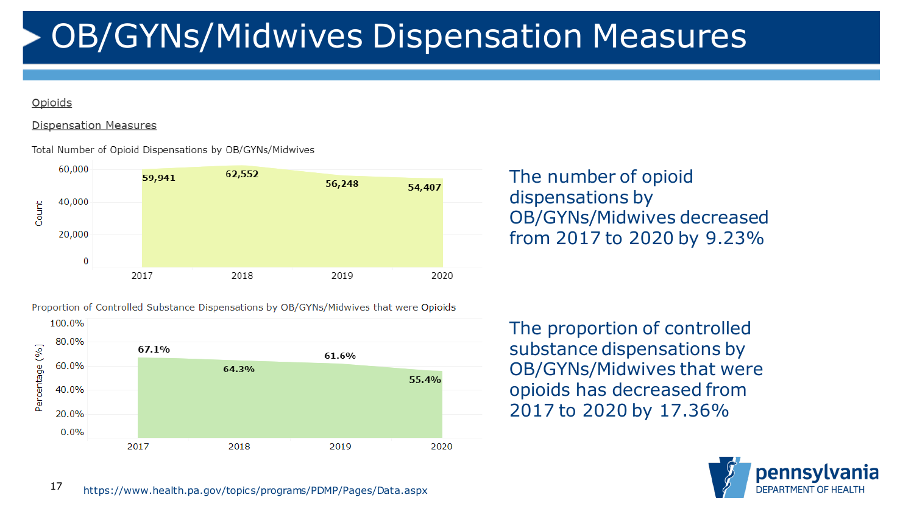# OB/GYNs/Midwives Dispensation Measures

Opioids

Dispensation Measures

Total Number of Opioid Dispensations by OB/GYNs/Midwives

| Year | Count |
|---|---|
| 2017 | 59,941 |
| 2018 | 62,552 |
| 2019 | 56,248 |
| 2020 | 54,407 |

The number of opioid dispensations by OB/GYNs/Midwives decreased from 2017 to 2020 by 9.23%

Proportion of Controlled Substance Dispensations by OB/GYNs/Midwives that were Opioids

| Year | Percentage (%) |
|---|---|
| 2017 | 67.1% |
| 2018 | 64.3% |
| 2019 | 61.6% |
| 2020 | 55.4% |

The proportion of controlled substance dispensations by OB/GYNs/Midwives that were opioids has decreased from 2017 to 2020 by 17.36%

https://www.health.pa.gov/topics/programs/PDMP/Pages/Data.aspx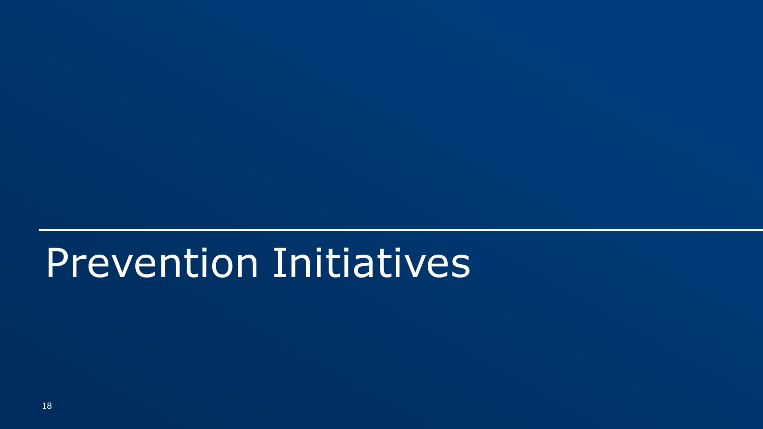# Prevention Initiatives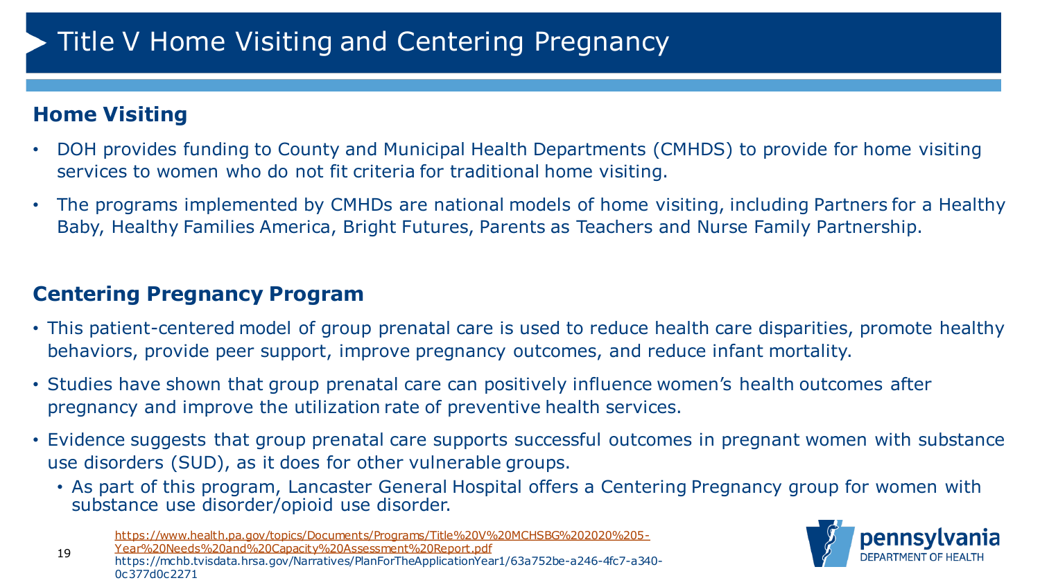# Title V Home Visiting and Centering Pregnancy

## Home Visiting

- DOH provides funding to County and Municipal Health Departments (CMHDS) to provide for home visiting services to women who do not fit criteria for traditional home visiting.
- The programs implemented by CMHDs are national models of home visiting, including Partners for a Healthy Baby, Healthy Families America, Bright Futures, Parents as Teachers and Nurse Family Partnership.

## Centering Pregnancy Program

- This patient-centered model of group prenatal care is used to reduce health care disparities, promote healthy behaviors, provide peer support, improve pregnancy outcomes, and reduce infant mortality.
- Studies have shown that group prenatal care can positively influence women's health outcomes after pregnancy and improve the utilization rate of preventive health services.
- Evidence suggests that group prenatal care supports successful outcomes in pregnant women with substance use disorders (SUD), as it does for other vulnerable groups.
  - As part of this program, Lancaster General Hospital offers a Centering Pregnancy group for women with substance use disorder/opioid use disorder.

https://www.health.pa.gov/topics/Documents/Programs/Title%20V%20MCHSBG%202020%205-Year%20Needs%20and%20Capacity%20Assessment%20Report.pdf
https://mchb.tvisdata.hrsa.gov/Narratives/PlanForTheApplicationYear1/63a752be-a246-4fc7-a340-0c377d0c2271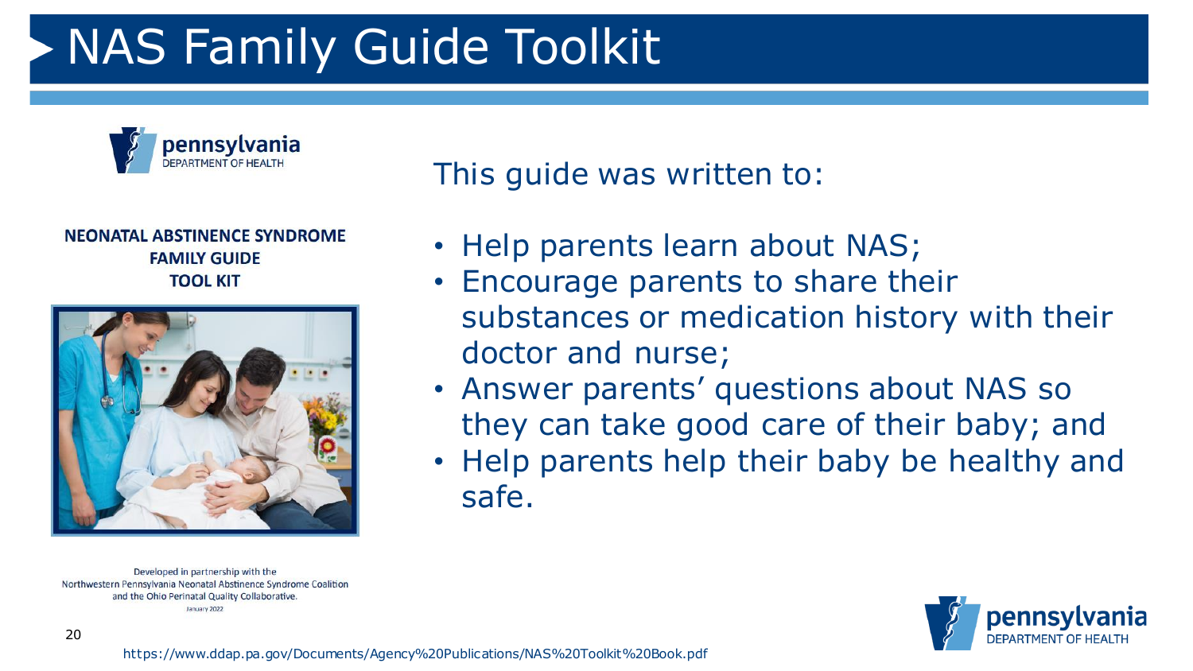# NAS Family Guide Toolkit

pennsylvania
DEPARTMENT OF HEALTH

**NEONATAL ABSTINENCE SYNDROME FAMILY GUIDE TOOL KIT**

Developed in partnership with the Northwestern Pennsylvania Neonatal Abstinence Syndrome Coalition and the Ohio Perinatal Quality Collaborative.
January 2022

This guide was written to:

- Help parents learn about NAS;
- Encourage parents to share their substances or medication history with their doctor and nurse;
- Answer parents' questions about NAS so they can take good care of their baby; and
- Help parents help their baby be healthy and safe.

https://www.ddap.pa.gov/Documents/Agency%20Publications/NAS%20Toolkit%20Book.pdf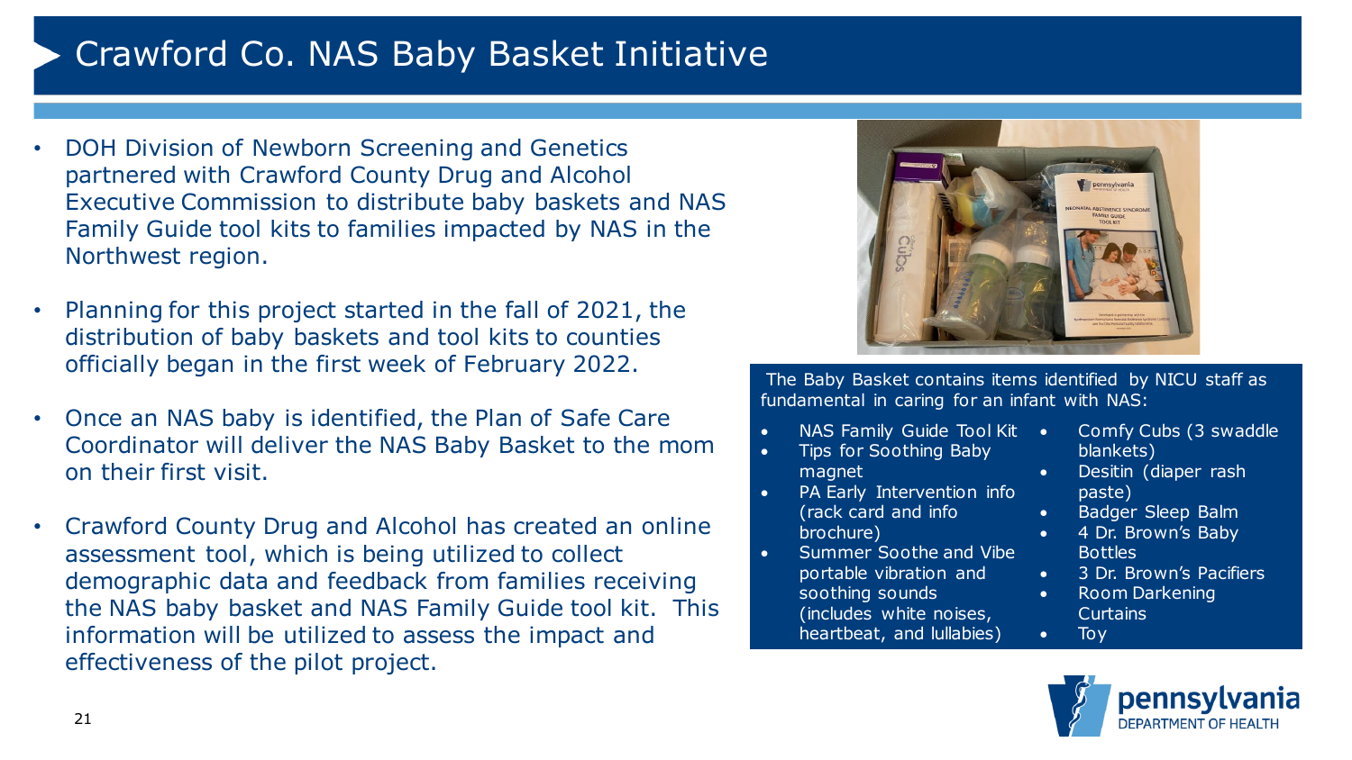# Crawford Co. NAS Baby Basket Initiative

- DOH Division of Newborn Screening and Genetics partnered with Crawford County Drug and Alcohol Executive Commission to distribute baby baskets and NAS Family Guide tool kits to families impacted by NAS in the Northwest region.
- Planning for this project started in the fall of 2021, the distribution of baby baskets and tool kits to counties officially began in the first week of February 2022.
- Once an NAS baby is identified, the Plan of Safe Care Coordinator will deliver the NAS Baby Basket to the mom on their first visit.
- Crawford County Drug and Alcohol has created an online assessment tool, which is being utilized to collect demographic data and feedback from families receiving the NAS baby basket and NAS Family Guide tool kit. This information will be utilized to assess the impact and effectiveness of the pilot project.

The Baby Basket contains items identified by NICU staff as fundamental in caring for an infant with NAS:

- NAS Family Guide Tool Kit
- Tips for Soothing Baby magnet
- PA Early Intervention info (rack card and info brochure)
- Summer Soothe and Vibe portable vibration and soothing sounds (includes white noises, heartbeat, and lullabies)
- Comfy Cubs (3 swaddle blankets)
- Desitin (diaper rash paste)
- Badger Sleep Balm
- 4 Dr. Brown's Baby Bottles
- 3 Dr. Brown's Pacifiers
- Room Darkening Curtains
- Toy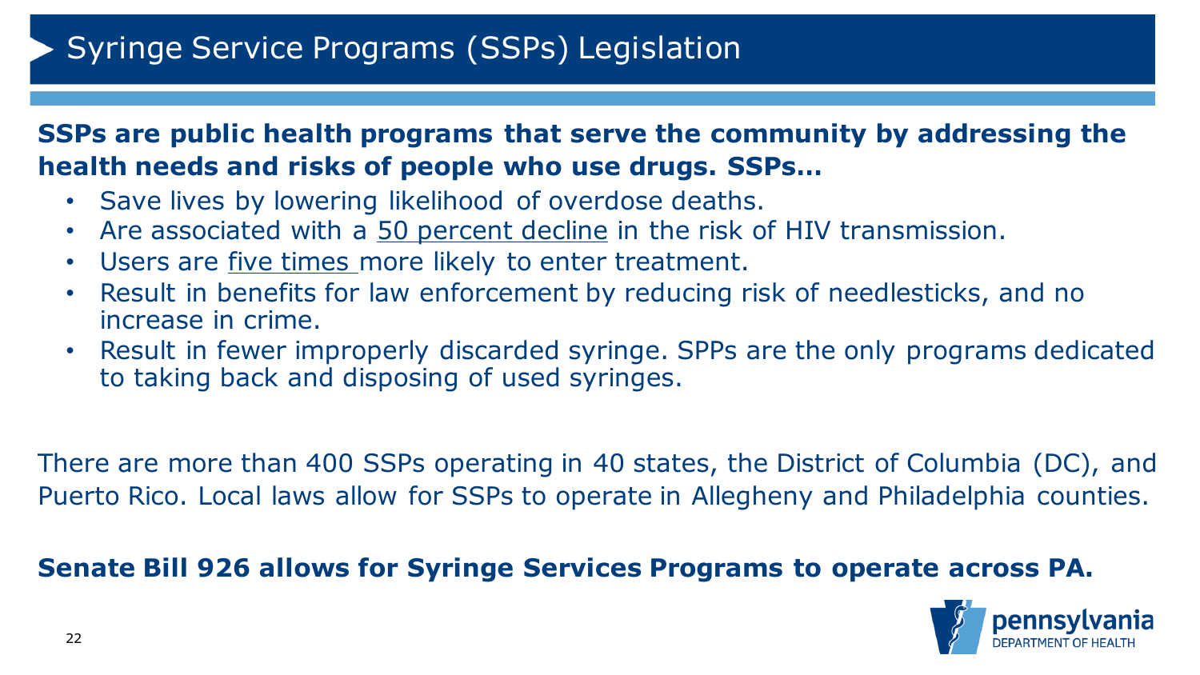# Syringe Service Programs (SSPs) Legislation

**SSPs are public health programs that serve the community by addressing the health needs and risks of people who use drugs. SSPs…**

- Save lives by lowering likelihood of overdose deaths.
- Are associated with a 50 percent decline in the risk of HIV transmission.
- Users are five times more likely to enter treatment.
- Result in benefits for law enforcement by reducing risk of needlesticks, and no increase in crime.
- Result in fewer improperly discarded syringe. SPPs are the only programs dedicated to taking back and disposing of used syringes.

There are more than 400 SSPs operating in 40 states, the District of Columbia (DC), and Puerto Rico. Local laws allow for SSPs to operate in Allegheny and Philadelphia counties.

**Senate Bill 926 allows for Syringe Services Programs to operate across PA.**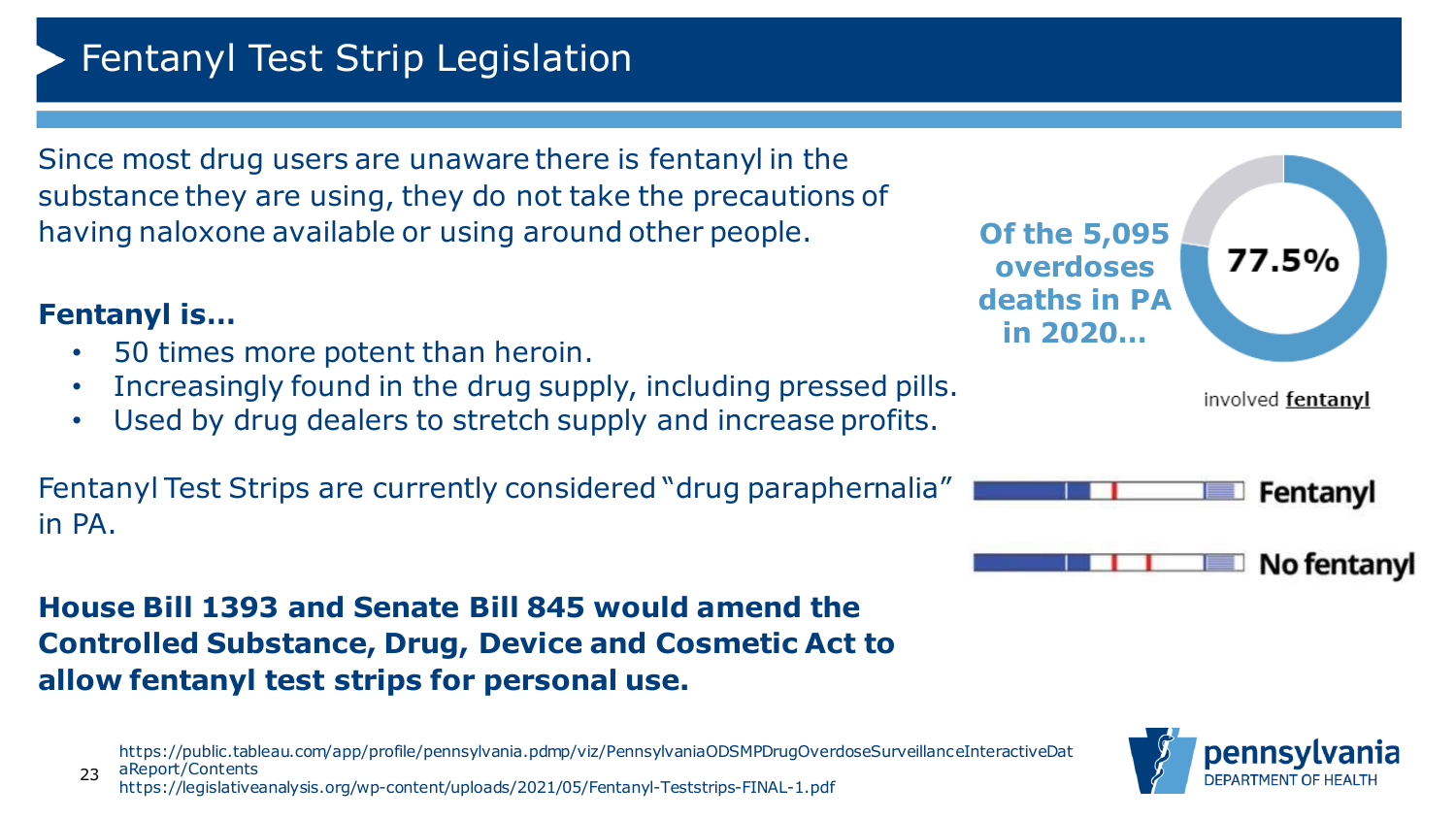# Fentanyl Test Strip Legislation

Since most drug users are unaware there is fentanyl in the substance they are using, they do not take the precautions of having naloxone available or using around other people.

**Fentanyl is…**

- 50 times more potent than heroin.
- Increasingly found in the drug supply, including pressed pills.
- Used by drug dealers to stretch supply and increase profits.

Fentanyl Test Strips are currently considered "drug paraphernalia" in PA.

**House Bill 1393 and Senate Bill 845 would amend the Controlled Substance, Drug, Device and Cosmetic Act to allow fentanyl test strips for personal use.**

**Of the 5,095 overdoses deaths in PA in 2020…**

**77.5%**

involved **fentanyl**

**Fentanyl**

**No fentanyl**

https://public.tableau.com/app/profile/pennsylvania.pdmp/viz/PennsylvaniaODSMPDrugOverdoseSurveillanceInteractiveDataReport/Contents
https://legislativeanalysis.org/wp-content/uploads/2021/05/Fentanyl-Teststrips-FINAL-1.pdf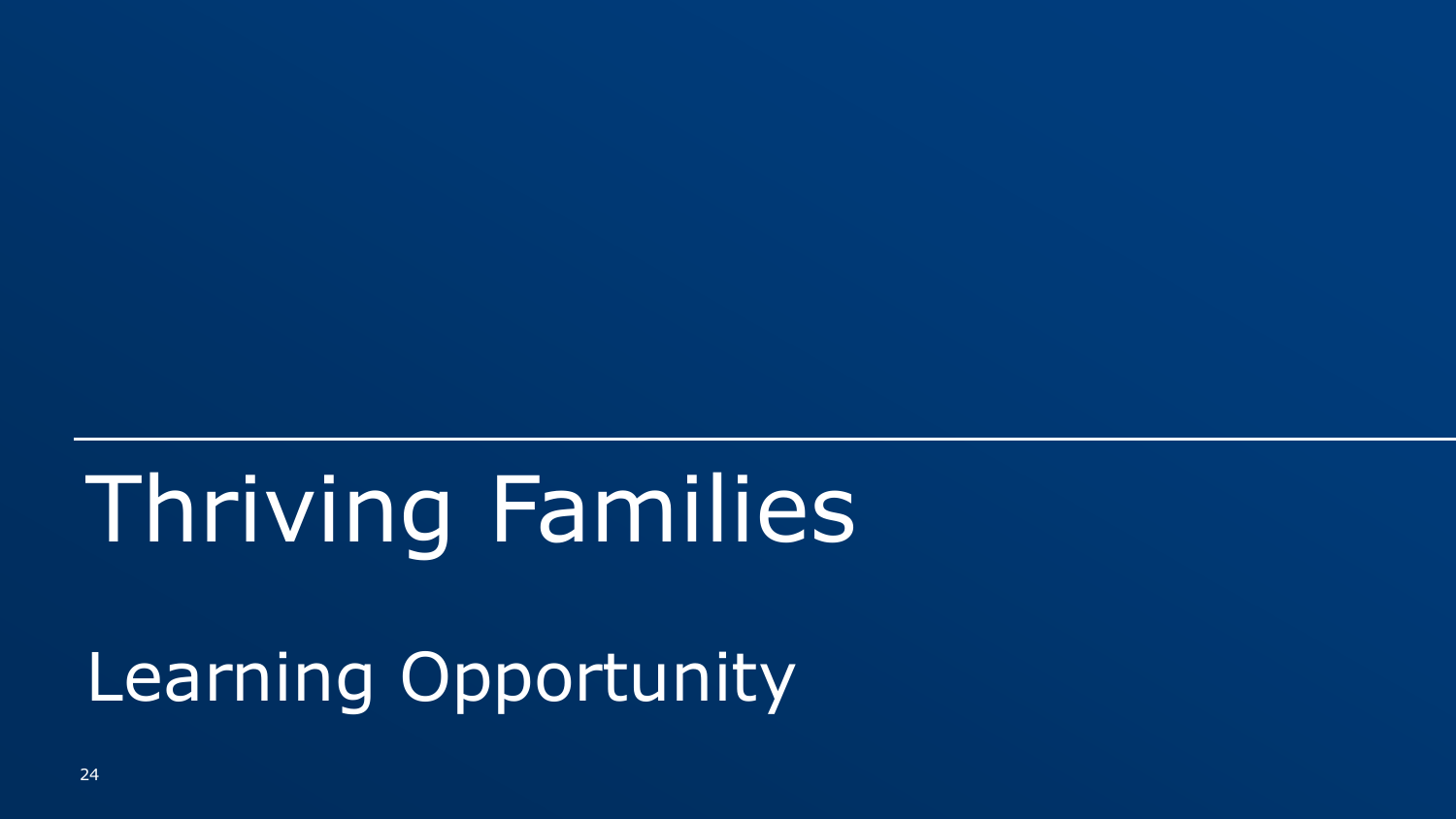# Thriving Families

## Learning Opportunity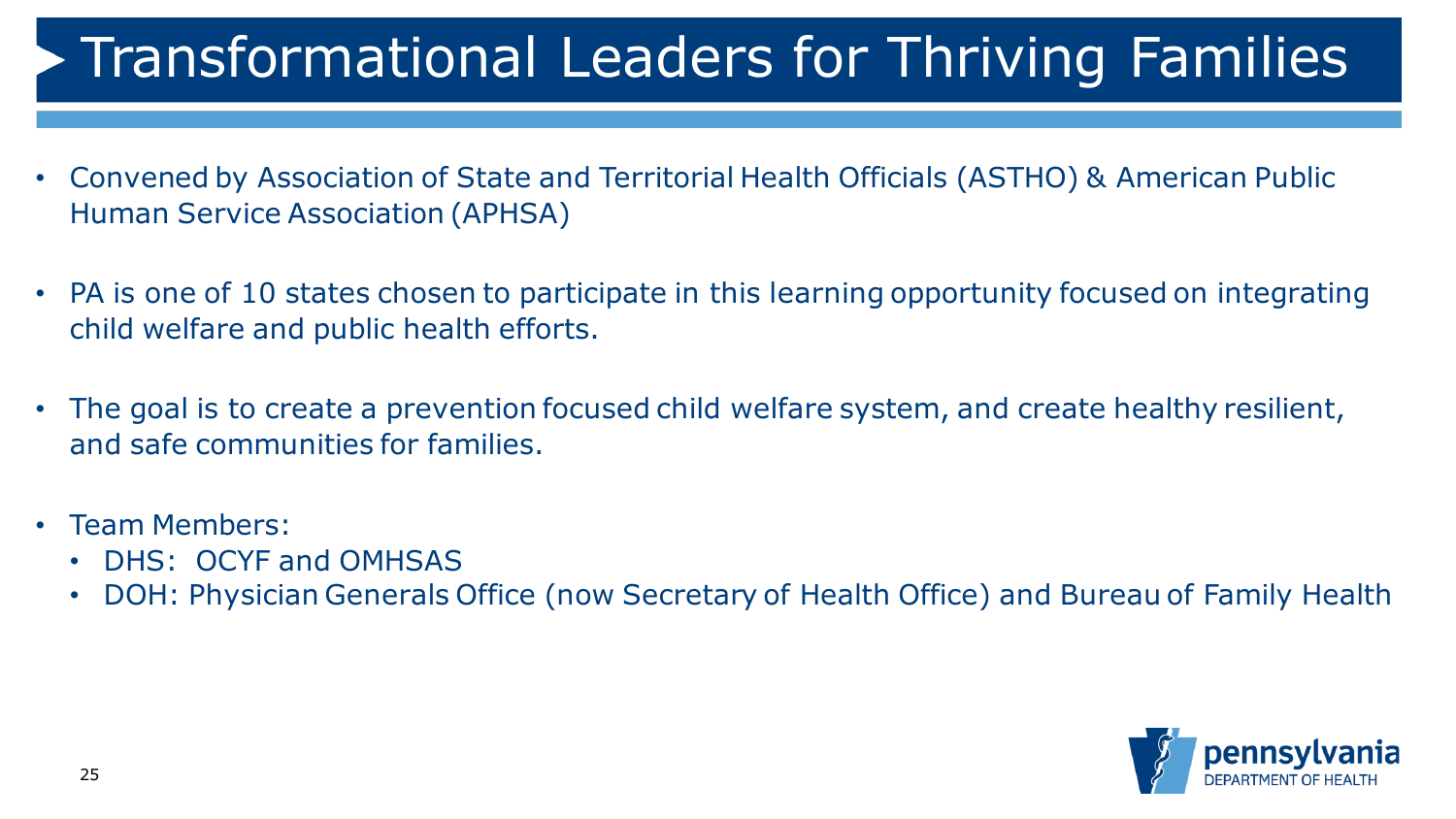# Transformational Leaders for Thriving Families

- Convened by Association of State and Territorial Health Officials (ASTHO) & American Public Human Service Association (APHSA)
- PA is one of 10 states chosen to participate in this learning opportunity focused on integrating child welfare and public health efforts.
- The goal is to create a prevention focused child welfare system, and create healthy resilient, and safe communities for families.
- Team Members:
  - DHS: OCYF and OMHSAS
  - DOH: Physician Generals Office (now Secretary of Health Office) and Bureau of Family Health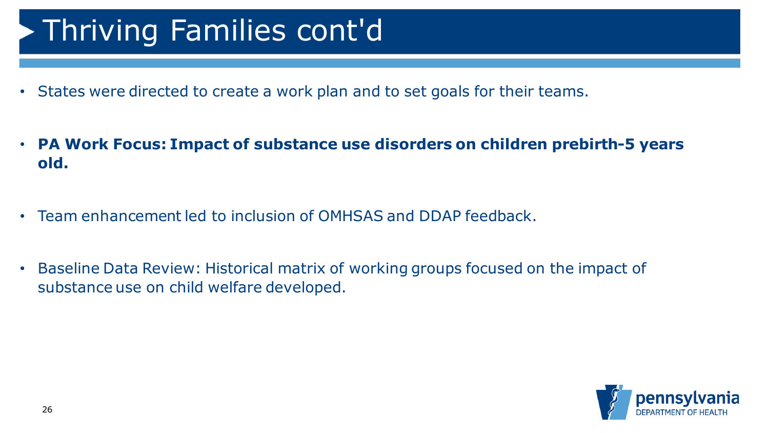# Thriving Families cont'd

- States were directed to create a work plan and to set goals for their teams.
- **PA Work Focus: Impact of substance use disorders on children prebirth-5 years old.**
- Team enhancement led to inclusion of OMHSAS and DDAP feedback.
- Baseline Data Review: Historical matrix of working groups focused on the impact of substance use on child welfare developed.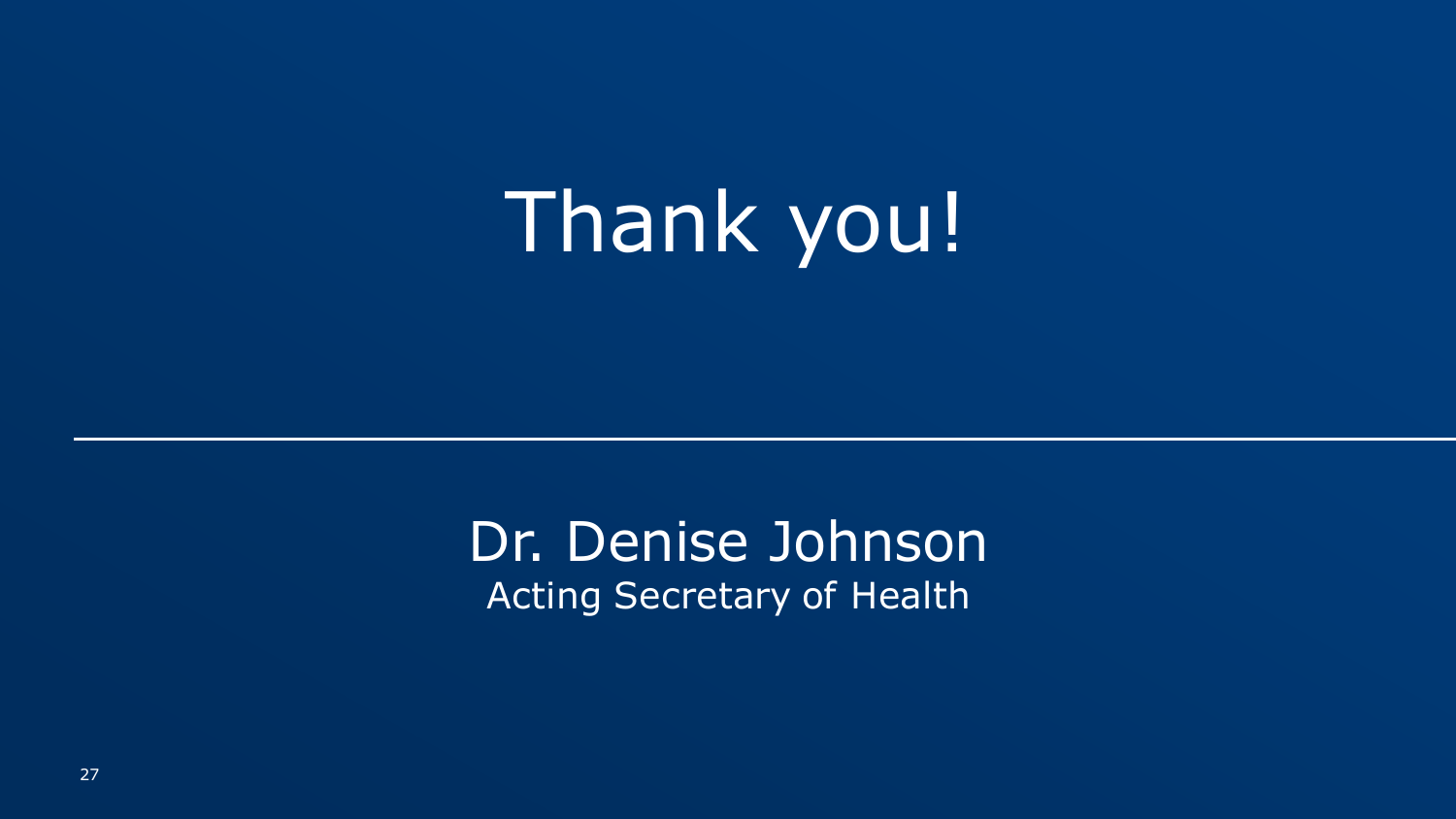# Thank you!

Dr. Denise Johnson

Acting Secretary of Health